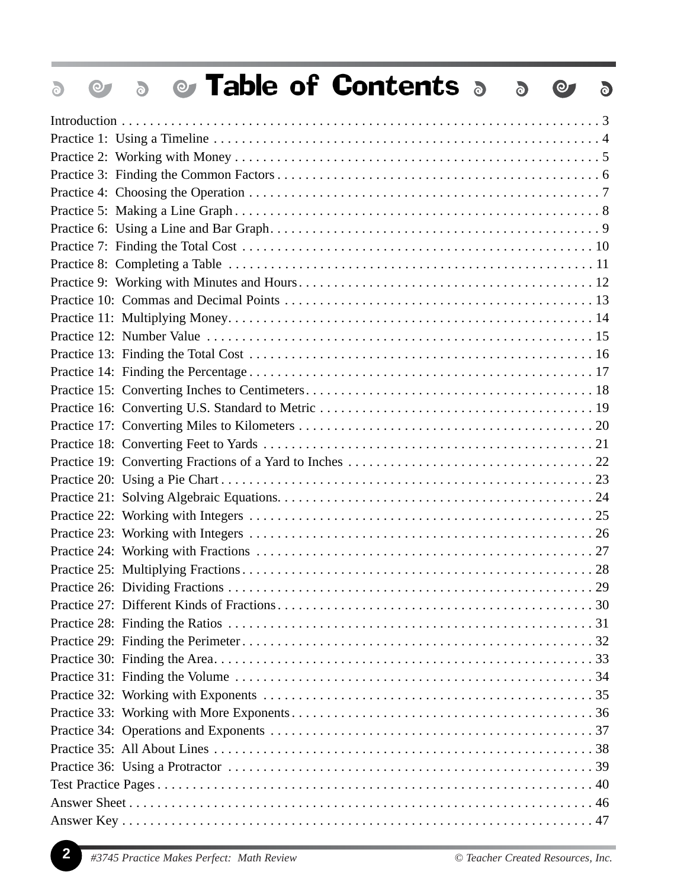# Table of Contents

Introduction . . . . . . . . . . . . . . . . . . . . . . . . . . . . . . . . . . . . . . . . . . . . . . . . . . . . . . . . . . . . . . . . 3
Practice 1: Using a Timeline . . . . . . . . . . . . . . . . . . . . . . . . . . . . . . . . . . . . . . . . . . . . . . . . . . . . . . . 4
Practice 2: Working with Money . . . . . . . . . . . . . . . . . . . . . . . . . . . . . . . . . . . . . . . . . . . . . . . . . . . . 5
Practice 3: Finding the Common Factors . . . . . . . . . . . . . . . . . . . . . . . . . . . . . . . . . . . . . . . . . . . . . 6
Practice 4: Choosing the Operation . . . . . . . . . . . . . . . . . . . . . . . . . . . . . . . . . . . . . . . . . . . . . . . . . 7
Practice 5: Making a Line Graph . . . . . . . . . . . . . . . . . . . . . . . . . . . . . . . . . . . . . . . . . . . . . . . . . . . . 8
Practice 6: Using a Line and Bar Graph . . . . . . . . . . . . . . . . . . . . . . . . . . . . . . . . . . . . . . . . . . . . . . . 9
Practice 7: Finding the Total Cost . . . . . . . . . . . . . . . . . . . . . . . . . . . . . . . . . . . . . . . . . . . . . . . . . . 10
Practice 8: Completing a Table . . . . . . . . . . . . . . . . . . . . . . . . . . . . . . . . . . . . . . . . . . . . . . . . . . . . 11
Practice 9: Working with Minutes and Hours . . . . . . . . . . . . . . . . . . . . . . . . . . . . . . . . . . . . . . . . . 12
Practice 10: Commas and Decimal Points . . . . . . . . . . . . . . . . . . . . . . . . . . . . . . . . . . . . . . . . . . . . 13
Practice 11: Multiplying Money . . . . . . . . . . . . . . . . . . . . . . . . . . . . . . . . . . . . . . . . . . . . . . . . . . . 14
Practice 12: Number Value . . . . . . . . . . . . . . . . . . . . . . . . . . . . . . . . . . . . . . . . . . . . . . . . . . . . . . . 15
Practice 13: Finding the Total Cost . . . . . . . . . . . . . . . . . . . . . . . . . . . . . . . . . . . . . . . . . . . . . . . . . 16
Practice 14: Finding the Percentage . . . . . . . . . . . . . . . . . . . . . . . . . . . . . . . . . . . . . . . . . . . . . . . . . 17
Practice 15: Converting Inches to Centimeters . . . . . . . . . . . . . . . . . . . . . . . . . . . . . . . . . . . . . . . . 18
Practice 16: Converting U.S. Standard to Metric . . . . . . . . . . . . . . . . . . . . . . . . . . . . . . . . . . . . . . 19
Practice 17: Converting Miles to Kilometers . . . . . . . . . . . . . . . . . . . . . . . . . . . . . . . . . . . . . . . . . . 20
Practice 18: Converting Feet to Yards . . . . . . . . . . . . . . . . . . . . . . . . . . . . . . . . . . . . . . . . . . . . . . . 21
Practice 19: Converting Fractions of a Yard to Inches . . . . . . . . . . . . . . . . . . . . . . . . . . . . . . . . . . . 22
Practice 20: Using a Pie Chart . . . . . . . . . . . . . . . . . . . . . . . . . . . . . . . . . . . . . . . . . . . . . . . . . . . . . 23
Practice 21: Solving Algebraic Equations. . . . . . . . . . . . . . . . . . . . . . . . . . . . . . . . . . . . . . . . . . . . . 24
Practice 22: Working with Integers . . . . . . . . . . . . . . . . . . . . . . . . . . . . . . . . . . . . . . . . . . . . . . . . . 25
Practice 23: Working with Integers . . . . . . . . . . . . . . . . . . . . . . . . . . . . . . . . . . . . . . . . . . . . . . . . . 26
Practice 24: Working with Fractions . . . . . . . . . . . . . . . . . . . . . . . . . . . . . . . . . . . . . . . . . . . . . . . . 27
Practice 25: Multiplying Fractions . . . . . . . . . . . . . . . . . . . . . . . . . . . . . . . . . . . . . . . . . . . . . . . . . . 28
Practice 26: Dividing Fractions . . . . . . . . . . . . . . . . . . . . . . . . . . . . . . . . . . . . . . . . . . . . . . . . . . . . 29
Practice 27: Different Kinds of Fractions . . . . . . . . . . . . . . . . . . . . . . . . . . . . . . . . . . . . . . . . . . . . . 30
Practice 28: Finding the Ratios . . . . . . . . . . . . . . . . . . . . . . . . . . . . . . . . . . . . . . . . . . . . . . . . . . . . 31
Practice 29: Finding the Perimeter . . . . . . . . . . . . . . . . . . . . . . . . . . . . . . . . . . . . . . . . . . . . . . . . . . 32
Practice 30: Finding the Area. . . . . . . . . . . . . . . . . . . . . . . . . . . . . . . . . . . . . . . . . . . . . . . . . . . . . . 33
Practice 31: Finding the Volume . . . . . . . . . . . . . . . . . . . . . . . . . . . . . . . . . . . . . . . . . . . . . . . . . . . 34
Practice 32: Working with Exponents . . . . . . . . . . . . . . . . . . . . . . . . . . . . . . . . . . . . . . . . . . . . . . . 35
Practice 33: Working with More Exponents . . . . . . . . . . . . . . . . . . . . . . . . . . . . . . . . . . . . . . . . . . . 36
Practice 34: Operations and Exponents . . . . . . . . . . . . . . . . . . . . . . . . . . . . . . . . . . . . . . . . . . . . . . 37
Practice 35: All About Lines . . . . . . . . . . . . . . . . . . . . . . . . . . . . . . . . . . . . . . . . . . . . . . . . . . . . . . 38
Practice 36: Using a Protractor . . . . . . . . . . . . . . . . . . . . . . . . . . . . . . . . . . . . . . . . . . . . . . . . . . . . 39
Test Practice Pages . . . . . . . . . . . . . . . . . . . . . . . . . . . . . . . . . . . . . . . . . . . . . . . . . . . . . . . . . . . . . 40
Answer Sheet . . . . . . . . . . . . . . . . . . . . . . . . . . . . . . . . . . . . . . . . . . . . . . . . . . . . . . . . . . . . . . . . . 46
Answer Key . . . . . . . . . . . . . . . . . . . . . . . . . . . . . . . . . . . . . . . . . . . . . . . . . . . . . . . . . . . . . . . . . . 47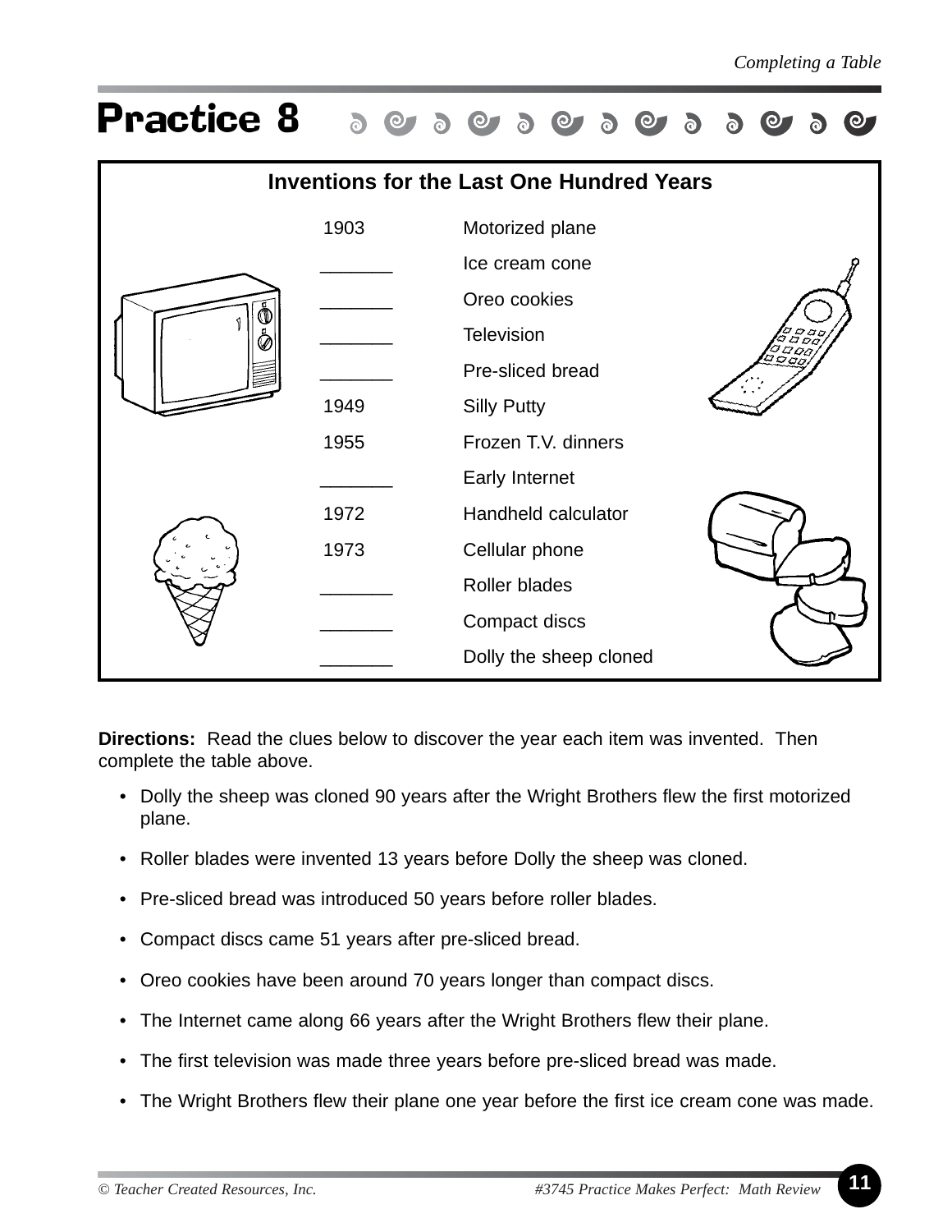# Practice 8

| Inventions for the Last One Hundred Years | |
|---|---|
| 1903 | Motorized plane |
| _______ | Ice cream cone |
| _______ | Oreo cookies |
| _______ | Television |
| _______ | Pre-sliced bread |
| 1949 | Silly Putty |
| 1955 | Frozen T.V. dinners |
| _______ | Early Internet |
| 1972 | Handheld calculator |
| 1973 | Cellular phone |
| _______ | Roller blades |
| _______ | Compact discs |
| _______ | Dolly the sheep cloned |

**Directions:** Read the clues below to discover the year each item was invented. Then complete the table above.

- Dolly the sheep was cloned 90 years after the Wright Brothers flew the first motorized plane.
- Roller blades were invented 13 years before Dolly the sheep was cloned.
- Pre-sliced bread was introduced 50 years before roller blades.
- Compact discs came 51 years after pre-sliced bread.
- Oreo cookies have been around 70 years longer than compact discs.
- The Internet came along 66 years after the Wright Brothers flew their plane.
- The first television was made three years before pre-sliced bread was made.
- The Wright Brothers flew their plane one year before the first ice cream cone was made.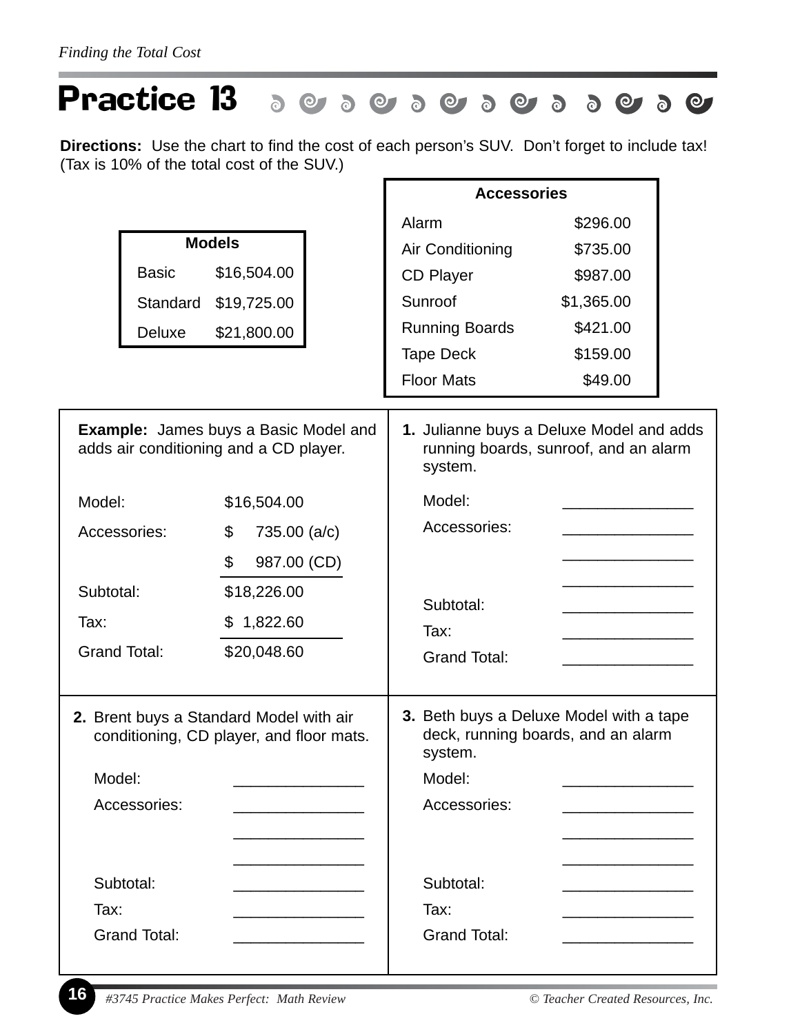*Finding the Total Cost*

# Practice 13

**Directions:** Use the chart to find the cost of each person's SUV. Don't forget to include tax! (Tax is 10% of the total cost of the SUV.)

| Models | |
|---|---|
| Basic | $16,504.00 |
| Standard | $19,725.00 |
| Deluxe | $21,800.00 |

| Accessories | |
|---|---|
| Alarm | $296.00 |
| Air Conditioning | $735.00 |
| CD Player | $987.00 |
| Sunroof | $1,365.00 |
| Running Boards | $421.00 |
| Tape Deck | $159.00 |
| Floor Mats | $49.00 |

**Example:** James buys a Basic Model and adds air conditioning and a CD player.

| | |
|---|---|
| Model: | $16,504.00 |
| Accessories: | $ 735.00 (a/c) |
| | $ 987.00 (CD) |
| Subtotal: | $18,226.00 |
| Tax: | $ 1,822.60 |
| Grand Total: | $20,048.60 |

**1.** Julianne buys a Deluxe Model and adds running boards, sunroof, and an alarm system.

Model: _______________

Accessories: _______________

_______________

_______________

Subtotal: _______________

Tax: _______________

Grand Total: _______________

**2.** Brent buys a Standard Model with air conditioning, CD player, and floor mats.

Model: _______________

Accessories: _______________

_______________

_______________

Subtotal: _______________

Tax: _______________

Grand Total: _______________

**3.** Beth buys a Deluxe Model with a tape deck, running boards, and an alarm system.

Model: _______________

Accessories: _______________

_______________

_______________

Subtotal: _______________

Tax: _______________

Grand Total: _______________